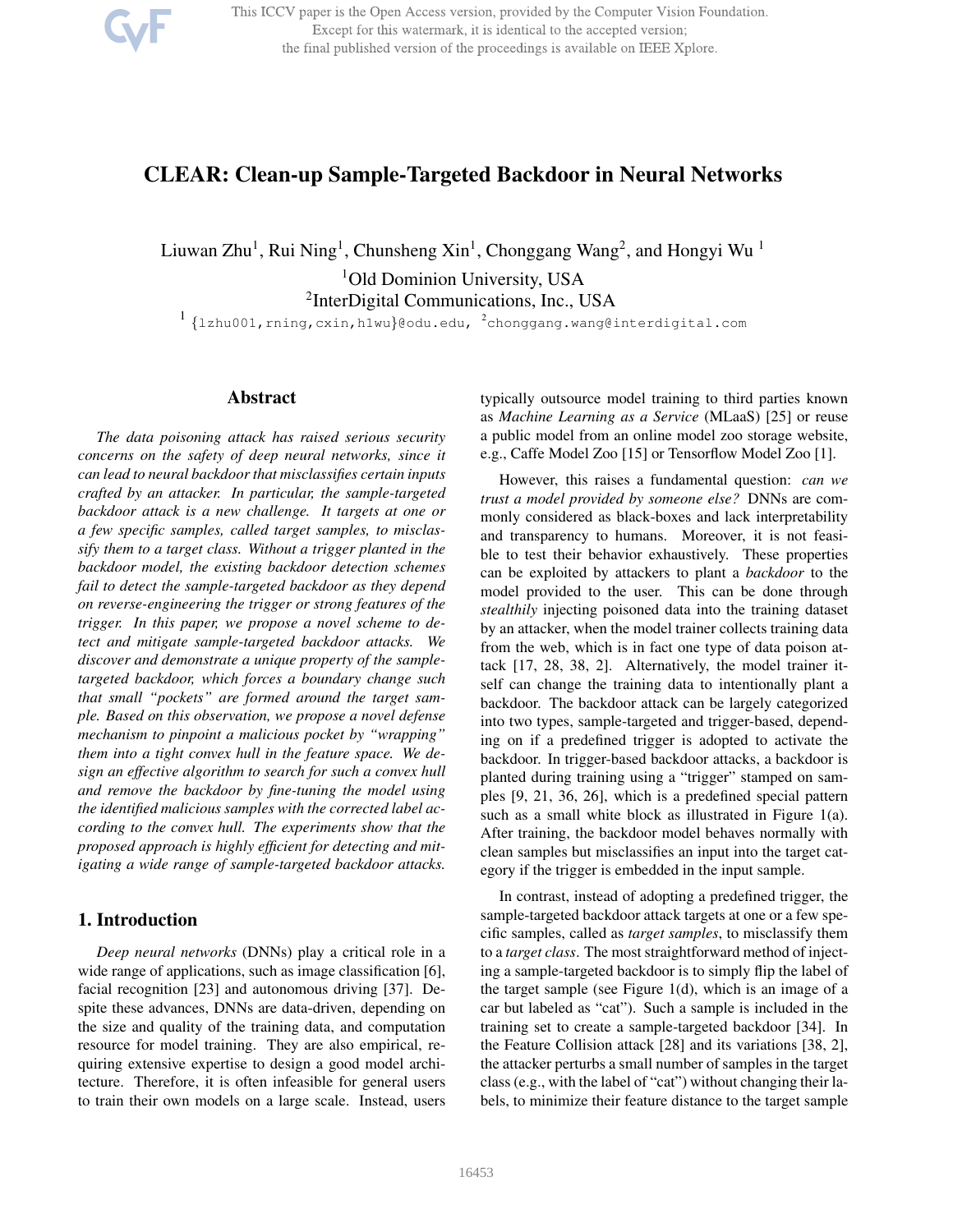# CLEAR: Clean-up Sample-Targeted Backdoor in Neural Networks

Liuwan Zhu[1], Rui Ning[1], Chunsheng Xin[1], Chonggang Wang[2], and Hongyi Wu [1]

[1]Old Dominion University, USA

[2]InterDigital Communications, Inc., USA

[1] {lzhu001,rning,cxin,h1wu}@odu.edu, [2]chonggang.wang@interdigital.com

## Abstract

*The data poisoning attack has raised serious security concerns on the safety of deep neural networks, since it can lead to neural backdoor that misclassifies certain inputs crafted by an attacker. In particular, the sample-targeted backdoor attack is a new challenge. It targets at one or a few specific samples, called target samples, to misclassify them to a target class. Without a trigger planted in the backdoor model, the existing backdoor detection schemes fail to detect the sample-targeted backdoor as they depend on reverse-engineering the trigger or strong features of the trigger. In this paper, we propose a novel scheme to detect and mitigate sample-targeted backdoor attacks. We discover and demonstrate a unique property of the sample-targeted backdoor, which forces a boundary change such that small "pockets" are formed around the target sample. Based on this observation, we propose a novel defense mechanism to pinpoint a malicious pocket by "wrapping" them into a tight convex hull in the feature space. We design an effective algorithm to search for such a convex hull and remove the backdoor by fine-tuning the model using the identified malicious samples with the corrected label according to the convex hull. The experiments show that the proposed approach is highly efficient for detecting and mitigating a wide range of sample-targeted backdoor attacks.*

## 1. Introduction

*Deep neural networks* (DNNs) play a critical role in a wide range of applications, such as image classification [6], facial recognition [23] and autonomous driving [37]. Despite these advances, DNNs are data-driven, depending on the size and quality of the training data, and computation resource for model training. They are also empirical, requiring extensive expertise to design a good model architecture. Therefore, it is often infeasible for general users to train their own models on a large scale. Instead, users typically outsource model training to third parties known as *Machine Learning as a Service* (MLaaS) [25] or reuse a public model from an online model zoo storage website, e.g., Caffe Model Zoo [15] or Tensorflow Model Zoo [1].

However, this raises a fundamental question: *can we trust a model provided by someone else?* DNNs are commonly considered as black-boxes and lack interpretability and transparency to humans. Moreover, it is not feasible to test their behavior exhaustively. These properties can be exploited by attackers to plant a *backdoor* to the model provided to the user. This can be done through *stealthily* injecting poisoned data into the training dataset by an attacker, when the model trainer collects training data from the web, which is in fact one type of data poison attack [17, 28, 38, 2]. Alternatively, the model trainer itself can change the training data to intentionally plant a backdoor. The backdoor attack can be largely categorized into two types, sample-targeted and trigger-based, depending on if a predefined trigger is adopted to activate the backdoor. In trigger-based backdoor attacks, a backdoor is planted during training using a "trigger" stamped on samples [9, 21, 36, 26], which is a predefined special pattern such as a small white block as illustrated in Figure 1(a). After training, the backdoor model behaves normally with clean samples but misclassifies an input into the target category if the trigger is embedded in the input sample.

In contrast, instead of adopting a predefined trigger, the sample-targeted backdoor attack targets at one or a few specific samples, called as *target samples*, to misclassify them to a *target class*. The most straightforward method of injecting a sample-targeted backdoor is to simply flip the label of the target sample (see Figure 1(d), which is an image of a car but labeled as "cat"). Such a sample is included in the training set to create a sample-targeted backdoor [34]. In the Feature Collision attack [28] and its variations [38, 2], the attacker perturbs a small number of samples in the target class (e.g., with the label of "cat") without changing their labels, to minimize their feature distance to the target sample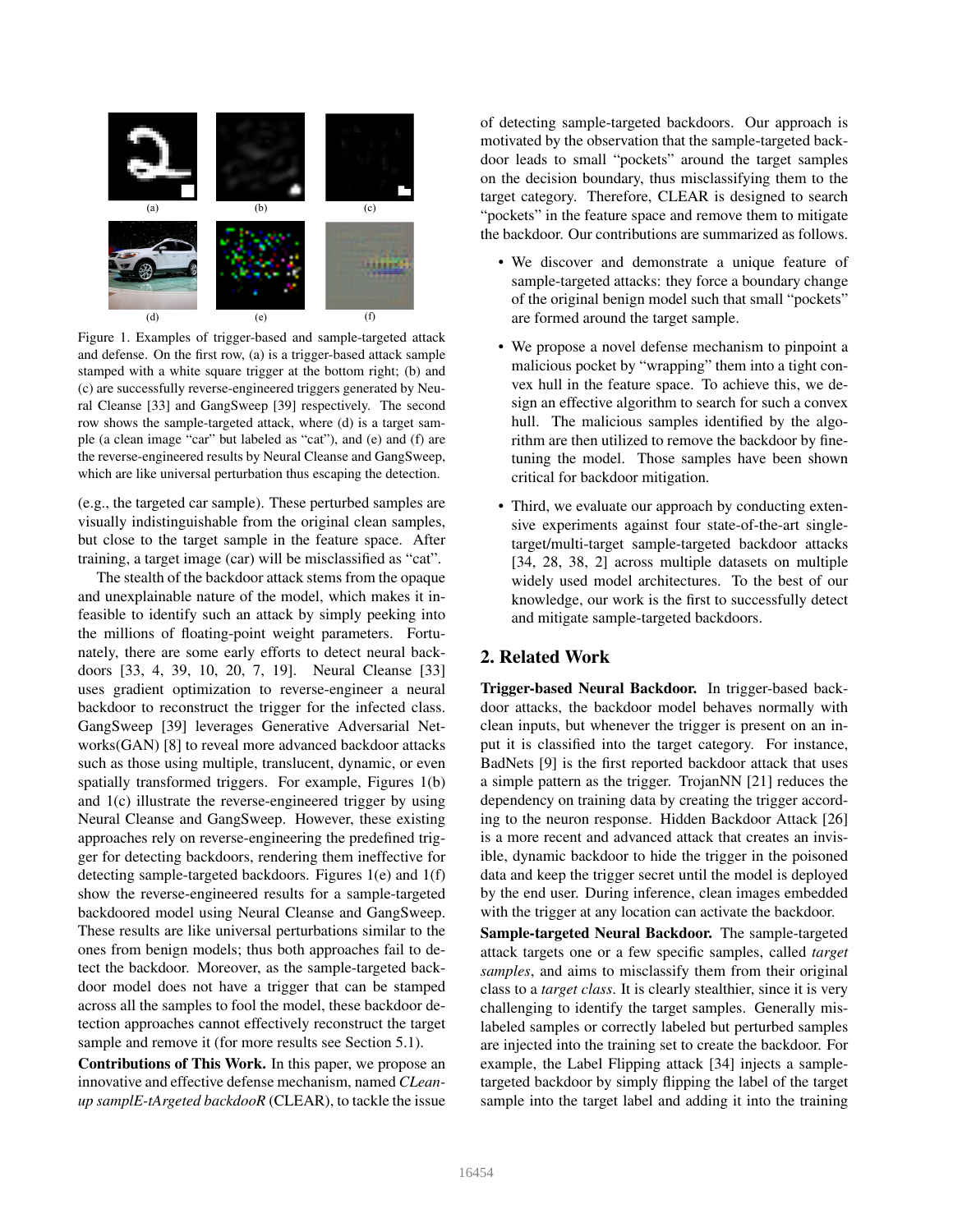(a) (b) (c)

(d) (e) (f)

Figure 1. Examples of trigger-based and sample-targeted attack and defense. On the first row, (a) is a trigger-based attack sample stamped with a white square trigger at the bottom right; (b) and (c) are successfully reverse-engineered triggers generated by Neural Cleanse [33] and GangSweep [39] respectively. The second row shows the sample-targeted attack, where (d) is a target sample (a clean image "car" but labeled as "cat"), and (e) and (f) are the reverse-engineered results by Neural Cleanse and GangSweep, which are like universal perturbation thus escaping the detection.

(e.g., the targeted car sample). These perturbed samples are visually indistinguishable from the original clean samples, but close to the target sample in the feature space. After training, a target image (car) will be misclassified as "cat".

The stealth of the backdoor attack stems from the opaque and unexplainable nature of the model, which makes it infeasible to identify such an attack by simply peeking into the millions of floating-point weight parameters. Fortunately, there are some early efforts to detect neural backdoors [33, 4, 39, 10, 20, 7, 19]. Neural Cleanse [33] uses gradient optimization to reverse-engineer a neural backdoor to reconstruct the trigger for the infected class. GangSweep [39] leverages Generative Adversarial Networks(GAN) [8] to reveal more advanced backdoor attacks such as those using multiple, translucent, dynamic, or even spatially transformed triggers. For example, Figures 1(b) and 1(c) illustrate the reverse-engineered trigger by using Neural Cleanse and GangSweep. However, these existing approaches rely on reverse-engineering the predefined trigger for detecting backdoors, rendering them ineffective for detecting sample-targeted backdoors. Figures 1(e) and 1(f) show the reverse-engineered results for a sample-targeted backdoored model using Neural Cleanse and GangSweep. These results are like universal perturbations similar to the ones from benign models; thus both approaches fail to detect the backdoor. Moreover, as the sample-targeted backdoor model does not have a trigger that can be stamped across all the samples to fool the model, these backdoor detection approaches cannot effectively reconstruct the target sample and remove it (for more results see Section 5.1).

**Contributions of This Work.** In this paper, we propose an innovative and effective defense mechanism, named *CLean-up samplE-tArgeted backdooR* (CLEAR), to tackle the issue of detecting sample-targeted backdoors. Our approach is motivated by the observation that the sample-targeted backdoor leads to small "pockets" around the target samples on the decision boundary, thus misclassifying them to the target category. Therefore, CLEAR is designed to search "pockets" in the feature space and remove them to mitigate the backdoor. Our contributions are summarized as follows.

- We discover and demonstrate a unique feature of sample-targeted attacks: they force a boundary change of the original benign model such that small "pockets" are formed around the target sample.
- We propose a novel defense mechanism to pinpoint a malicious pocket by "wrapping" them into a tight convex hull in the feature space. To achieve this, we design an effective algorithm to search for such a convex hull. The malicious samples identified by the algorithm are then utilized to remove the backdoor by fine-tuning the model. Those samples have been shown critical for backdoor mitigation.
- Third, we evaluate our approach by conducting extensive experiments against four state-of-the-art single-target/multi-target sample-targeted backdoor attacks [34, 28, 38, 2] across multiple datasets on multiple widely used model architectures. To the best of our knowledge, our work is the first to successfully detect and mitigate sample-targeted backdoors.

## 2. Related Work

**Trigger-based Neural Backdoor.** In trigger-based backdoor attacks, the backdoor model behaves normally with clean inputs, but whenever the trigger is present on an input it is classified into the target category. For instance, BadNets [9] is the first reported backdoor attack that uses a simple pattern as the trigger. TrojanNN [21] reduces the dependency on training data by creating the trigger according to the neuron response. Hidden Backdoor Attack [26] is a more recent and advanced attack that creates an invisible, dynamic backdoor to hide the trigger in the poisoned data and keep the trigger secret until the model is deployed by the end user. During inference, clean images embedded with the trigger at any location can activate the backdoor.

**Sample-targeted Neural Backdoor.** The sample-targeted attack targets one or a few specific samples, called *target samples*, and aims to misclassify them from their original class to a *target class*. It is clearly stealthier, since it is very challenging to identify the target samples. Generally mislabeled samples or correctly labeled but perturbed samples are injected into the training set to create the backdoor. For example, the Label Flipping attack [34] injects a sample-targeted backdoor by simply flipping the label of the target sample into the target label and adding it into the training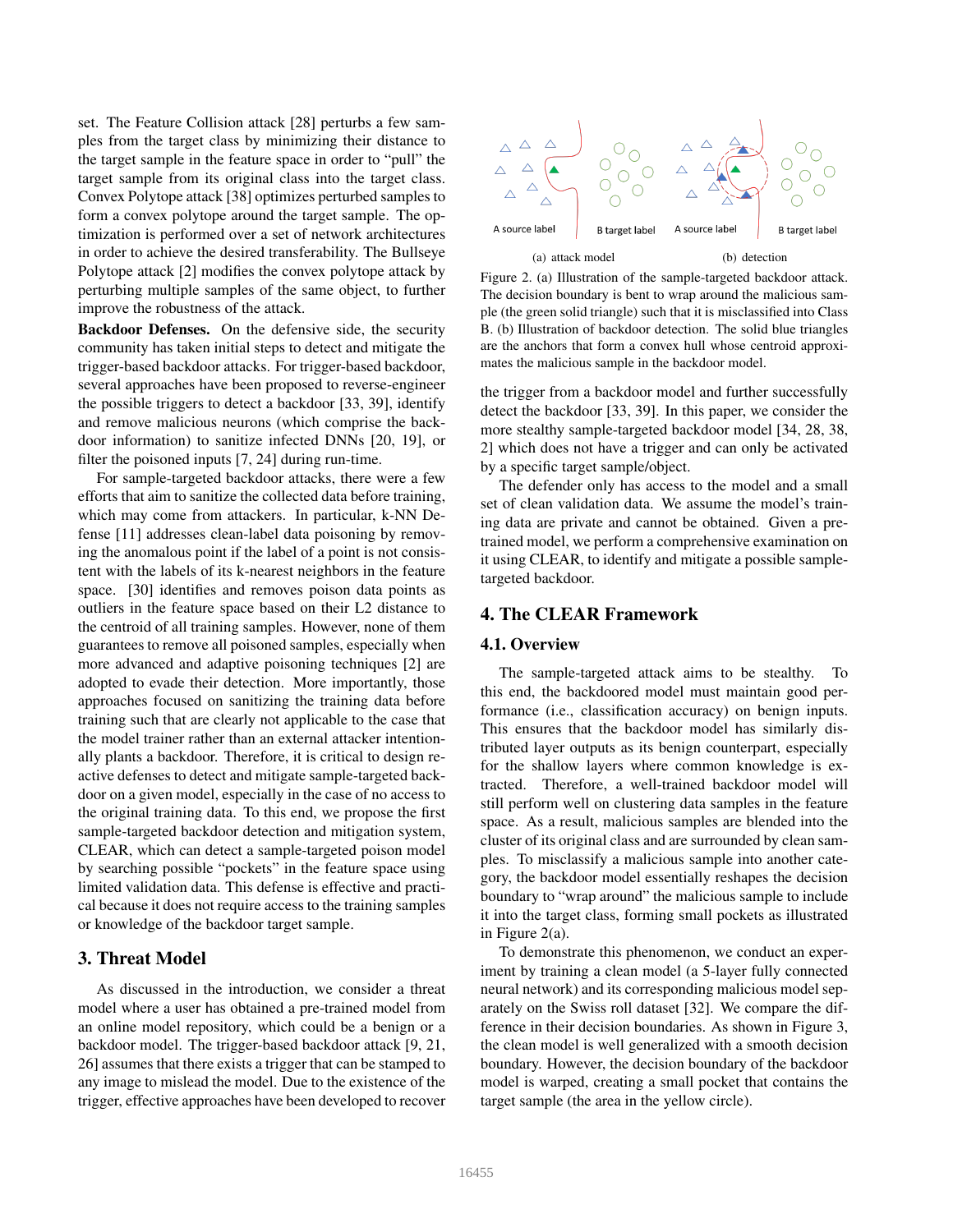set. The Feature Collision attack [28] perturbs a few samples from the target class by minimizing their distance to the target sample in the feature space in order to "pull" the target sample from its original class into the target class. Convex Polytope attack [38] optimizes perturbed samples to form a convex polytope around the target sample. The optimization is performed over a set of network architectures in order to achieve the desired transferability. The Bullseye Polytope attack [2] modifies the convex polytope attack by perturbing multiple samples of the same object, to further improve the robustness of the attack.

**Backdoor Defenses.** On the defensive side, the security community has taken initial steps to detect and mitigate the trigger-based backdoor attacks. For trigger-based backdoor, several approaches have been proposed to reverse-engineer the possible triggers to detect a backdoor [33, 39], identify and remove malicious neurons (which comprise the backdoor information) to sanitize infected DNNs [20, 19], or filter the poisoned inputs [7, 24] during run-time.

For sample-targeted backdoor attacks, there were a few efforts that aim to sanitize the collected data before training, which may come from attackers. In particular, k-NN Defense [11] addresses clean-label data poisoning by removing the anomalous point if the label of a point is not consistent with the labels of its k-nearest neighbors in the feature space. [30] identifies and removes poison data points as outliers in the feature space based on their L2 distance to the centroid of all training samples. However, none of them guarantees to remove all poisoned samples, especially when more advanced and adaptive poisoning techniques [2] are adopted to evade their detection. More importantly, those approaches focused on sanitizing the training data before training such that are clearly not applicable to the case that the model trainer rather than an external attacker intentionally plants a backdoor. Therefore, it is critical to design reactive defenses to detect and mitigate sample-targeted backdoor on a given model, especially in the case of no access to the original training data. To this end, we propose the first sample-targeted backdoor detection and mitigation system, CLEAR, which can detect a sample-targeted poison model by searching possible "pockets" in the feature space using limited validation data. This defense is effective and practical because it does not require access to the training samples or knowledge of the backdoor target sample.

## 3. Threat Model

As discussed in the introduction, we consider a threat model where a user has obtained a pre-trained model from an online model repository, which could be a benign or a backdoor model. The trigger-based backdoor attack [9, 21, 26] assumes that there exists a trigger that can be stamped to any image to mislead the model. Due to the existence of the trigger, effective approaches have been developed to recover the trigger from a backdoor model and further successfully detect the backdoor [33, 39]. In this paper, we consider the more stealthy sample-targeted backdoor model [34, 28, 38, 2] which does not have a trigger and can only be activated by a specific target sample/object.

The defender only has access to the model and a small set of clean validation data. We assume the model's training data are private and cannot be obtained. Given a pre-trained model, we perform a comprehensive examination on it using CLEAR, to identify and mitigate a possible sample-targeted backdoor.

Figure 2. (a) Illustration of the sample-targeted backdoor attack. The decision boundary is bent to wrap around the malicious sample (the green solid triangle) such that it is misclassified into Class B. (b) Illustration of backdoor detection. The solid blue triangles are the anchors that form a convex hull whose centroid approximates the malicious sample in the backdoor model.

## 4. The CLEAR Framework

### 4.1. Overview

The sample-targeted attack aims to be stealthy. To this end, the backdoored model must maintain good performance (i.e., classification accuracy) on benign inputs. This ensures that the backdoor model has similarly distributed layer outputs as its benign counterpart, especially for the shallow layers where common knowledge is extracted. Therefore, a well-trained backdoor model will still perform well on clustering data samples in the feature space. As a result, malicious samples are blended into the cluster of its original class and are surrounded by clean samples. To misclassify a malicious sample into another category, the backdoor model essentially reshapes the decision boundary to "wrap around" the malicious sample to include it into the target class, forming small pockets as illustrated in Figure 2(a).

To demonstrate this phenomenon, we conduct an experiment by training a clean model (a 5-layer fully connected neural network) and its corresponding malicious model separately on the Swiss roll dataset [32]. We compare the difference in their decision boundaries. As shown in Figure 3, the clean model is well generalized with a smooth decision boundary. However, the decision boundary of the backdoor model is warped, creating a small pocket that contains the target sample (the area in the yellow circle).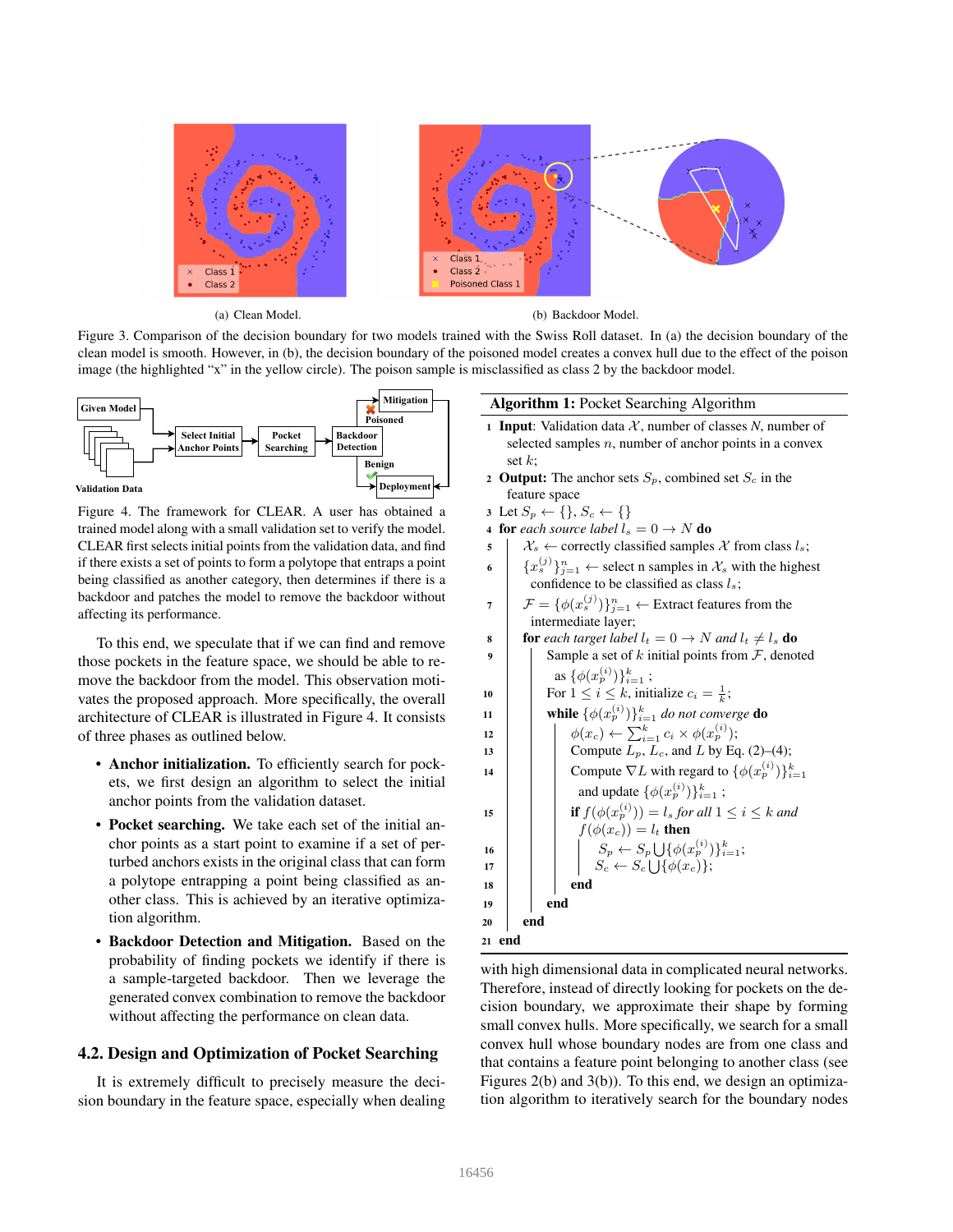(a) Clean Model.

(b) Backdoor Model.

Figure 3. Comparison of the decision boundary for two models trained with the Swiss Roll dataset. In (a) the decision boundary of the clean model is smooth. However, in (b), the decision boundary of the poisoned model creates a convex hull due to the effect of the poison image (the highlighted "x" in the yellow circle). The poison sample is misclassified as class 2 by the backdoor model.

Figure 4. The framework for CLEAR. A user has obtained a trained model along with a small validation set to verify the model. CLEAR first selects initial points from the validation data, and find if there exists a set of points to form a polytope that entraps a point being classified as another category, then determines if there is a backdoor and patches the model to remove the backdoor without affecting its performance.

To this end, we speculate that if we can find and remove those pockets in the feature space, we should be able to remove the backdoor from the model. This observation motivates the proposed approach. More specifically, the overall architecture of CLEAR is illustrated in Figure 4. It consists of three phases as outlined below.

- **Anchor initialization.** To efficiently search for pockets, we first design an algorithm to select the initial anchor points from the validation dataset.
- **Pocket searching.** We take each set of the initial anchor points as a start point to examine if a set of perturbed anchors exists in the original class that can form a polytope entrapping a point being classified as another class. This is achieved by an iterative optimization algorithm.
- **Backdoor Detection and Mitigation.** Based on the probability of finding pockets we identify if there is a sample-targeted backdoor. Then we leverage the generated convex combination to remove the backdoor without affecting the performance on clean data.

## 4.2. Design and Optimization of Pocket Searching

It is extremely difficult to precisely measure the decision boundary in the feature space, especially when dealing

**Algorithm 1:** Pocket Searching Algorithm

```
1  Input: Validation data X, number of classes N, number of
     selected samples n, number of anchor points in a convex
     set k;
2  Output: The anchor sets S_p, combined set S_c in the
     feature space
3  Let S_p ← {}, S_c ← {}
4  for each source label l_s = 0 → N do
5      X_s ← correctly classified samples X from class l_s;
6      {x_s^(j)}_{j=1}^n ← select n samples in X_s with the highest
         confidence to be classified as class l_s;
7      F = {φ(x_s^(j))}_{j=1}^n ← Extract features from the
         intermediate layer;
8      for each target label l_t = 0 → N and l_t ≠ l_s do
9          Sample a set of k initial points from F, denoted
             as {φ(x_p^(i))}_{i=1}^k ;
10         For 1 ≤ i ≤ k, initialize c_i = 1/k;
11         while {φ(x_p^(i))}_{i=1}^k do not converge do
12             φ(x_c) ← Σ_{i=1}^k c_i × φ(x_p^(i));
13             Compute L_p, L_c, and L by Eq. (2)–(4);
14             Compute ∇L with regard to {φ(x_p^(i))}_{i=1}^k
                 and update {φ(x_p^(i))}_{i=1}^k ;
15             if f(φ(x_p^(i))) = l_s for all 1 ≤ i ≤ k and
                 f(φ(x_c)) = l_t then
16                 S_p ← S_p ∪ {φ(x_p^(i))}_{i=1}^k;
17                 S_c ← S_c ∪ {φ(x_c)};
18             end
19         end
20     end
21 end
```

with high dimensional data in complicated neural networks. Therefore, instead of directly looking for pockets on the decision boundary, we approximate their shape by forming small convex hulls. More specifically, we search for a small convex hull whose boundary nodes are from one class and that contains a feature point belonging to another class (see Figures 2(b) and 3(b)). To this end, we design an optimization algorithm to iteratively search for the boundary nodes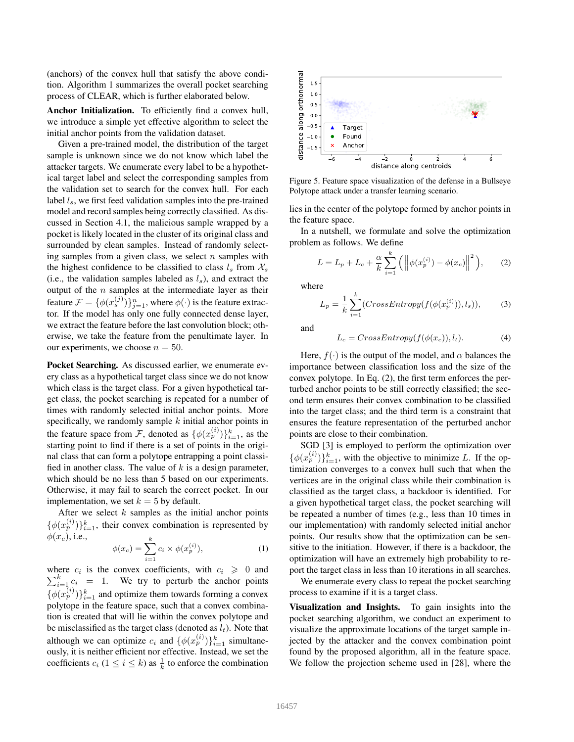(anchors) of the convex hull that satisfy the above condition. Algorithm 1 summarizes the overall pocket searching process of CLEAR, which is further elaborated below.

**Anchor Initialization.** To efficiently find a convex hull, we introduce a simple yet effective algorithm to select the initial anchor points from the validation dataset.

Given a pre-trained model, the distribution of the target sample is unknown since we do not know which label the attacker targets. We enumerate every label to be a hypothetical target label and select the corresponding samples from the validation set to search for the convex hull. For each label $l_s$, we first feed validation samples into the pre-trained model and record samples being correctly classified. As discussed in Section 4.1, the malicious sample wrapped by a pocket is likely located in the cluster of its original class and surrounded by clean samples. Instead of randomly selecting samples from a given class, we select $n$ samples with the highest confidence to be classified to class $l_s$ from $\mathcal{X}_s$ (i.e., the validation samples labeled as $l_s$), and extract the output of the $n$ samples at the intermediate layer as their feature $\mathcal{F} = \{\phi(x_s^{(j)})\}_{j=1}^{n}$, where $\phi(\cdot)$ is the feature extractor. If the model has only one fully connected dense layer, we extract the feature before the last convolution block; otherwise, we take the feature from the penultimate layer. In our experiments, we choose $n = 50$.

**Pocket Searching.** As discussed earlier, we enumerate every class as a hypothetical target class since we do not know which label is the target class. For a given hypothetical target class, the pocket searching is repeated for a number of times with randomly selected initial anchor points. More specifically, we randomly sample $k$ initial anchor points in the feature space from $\mathcal{F}$, denoted as $\{\phi(x_p^{(i)})\}_{i=1}^{k}$, as the starting point to find if there is a set of points in the original class that can form a polytope entrapping a point classified in another class. The value of $k$ is a design parameter, which should be no less than 5 based on our experiments. Otherwise, it may fail to search the correct pocket. In our implementation, we set $k = 5$ by default.

After we select $k$ samples as the initial anchor points $\{\phi(x_p^{(i)})\}_{i=1}^{k}$, their convex combination is represented by $\phi(x_c)$, i.e.,

$$\phi(x_c) = \sum_{i=1}^{k} c_i \times \phi(x_p^{(i)}), \tag{1}$$

where $c_i$ is the convex coefficients, with $c_i \geqslant 0$ and $\sum_{i=1}^{k} c_i = 1$. We try to perturb the anchor points $\{\phi(x_p^{(i)})\}_{i=1}^{k}$ and optimize them towards forming a convex polytope in the feature space, such that a convex combination is created that will lie within the convex polytope and be misclassified as the target class (denoted as $l_t$). Note that although we can optimize $c_i$ and $\{\phi(x_p^{(i)})\}_{i=1}^{k}$ simultaneously, it is neither efficient nor effective. Instead, we set the coefficients $c_i$ $(1 \leq i \leq k)$ as $\frac{1}{k}$ to enforce the combination lies in the center of the polytope formed by anchor points in the feature space.

Figure 5. Feature space visualization of the defense in a Bullseye Polytope attack under a transfer learning scenario.

In a nutshell, we formulate and solve the optimization problem as follows. We define

$$L = L_p + L_c + \frac{\alpha}{k} \sum_{i=1}^{k} \left( \left\| \phi(x_p^{(i)}) - \phi(x_c) \right\|^2 \right), \tag{2}$$

where

$$L_p = \frac{1}{k} \sum_{i=1}^{k} (CrossEntropy(f(\phi(x_p^{(i)})), l_s)), \tag{3}$$

and

$$L_c = CrossEntropy(f(\phi(x_c)), l_t). \tag{4}$$

Here, $f(\cdot)$ is the output of the model, and $\alpha$ balances the importance between classification loss and the size of the convex polytope. In Eq. (2), the first term enforces the perturbed anchor points to be still correctly classified; the second term ensures their convex combination to be classified into the target class; and the third term is a constraint that ensures the feature representation of the perturbed anchor points are close to their combination.

SGD [3] is employed to perform the optimization over $\{\phi(x_p^{(i)})\}_{i=1}^{k}$, with the objective to minimize $L$. If the optimization converges to a convex hull such that when the vertices are in the original class while their combination is classified as the target class, a backdoor is identified. For a given hypothetical target class, the pocket searching will be repeated for a number of times (e.g., less than 10 times in our implementation) with randomly selected initial anchor points. Our results show that the optimization can be sensitive to the initiation. However, if there is a backdoor, the optimization will have an extremely high probability to report the target class in less than 10 iterations in all searches.

We enumerate every class to repeat the pocket searching process to examine if it is a target class.

**Visualization and Insights.** To gain insights into the pocket searching algorithm, we conduct an experiment to visualize the approximate locations of the target sample injected by the attacker and the convex combination point found by the proposed algorithm, all in the feature space. We follow the projection scheme used in [28], where the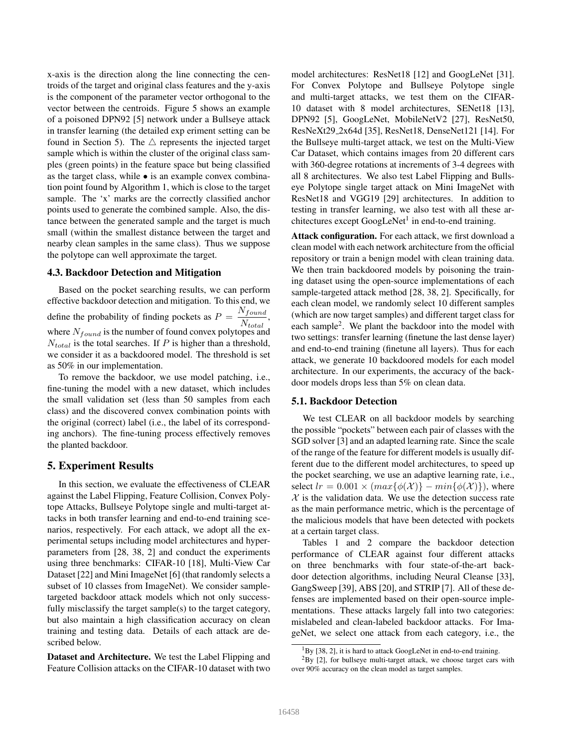x-axis is the direction along the line connecting the centroids of the target and original class features and the y-axis is the component of the parameter vector orthogonal to the vector between the centroids. Figure 5 shows an example of a poisoned DPN92 [5] network under a Bullseye attack in transfer learning (the detailed exp eriment setting can be found in Section 5). The $\triangle$ represents the injected target sample which is within the cluster of the original class samples (green points) in the feature space but being classified as the target class, while $\bullet$ is an example convex combination point found by Algorithm 1, which is close to the target sample. The 'x' marks are the correctly classified anchor points used to generate the combined sample. Also, the distance between the generated sample and the target is much small (within the smallest distance between the target and nearby clean samples in the same class). Thus we suppose the polytope can well approximate the target.

### 4.3. Backdoor Detection and Mitigation

Based on the pocket searching results, we can perform effective backdoor detection and mitigation. To this end, we define the probability of finding pockets as $P = \frac{N_{found}}{N_{total}}$, where $N_{found}$ is the number of found convex polytopes and $N_{total}$ is the total searches. If $P$ is higher than a threshold, we consider it as a backdoored model. The threshold is set as 50% in our implementation.

To remove the backdoor, we use model patching, i.e., fine-tuning the model with a new dataset, which includes the small validation set (less than 50 samples from each class) and the discovered convex combination points with the original (correct) label (i.e., the label of its corresponding anchors). The fine-tuning process effectively removes the planted backdoor.

## 5. Experiment Results

In this section, we evaluate the effectiveness of CLEAR against the Label Flipping, Feature Collision, Convex Polytope Attacks, Bullseye Polytope single and multi-target attacks in both transfer learning and end-to-end training scenarios, respectively. For each attack, we adopt all the experimental setups including model architectures and hyperparameters from [28, 38, 2] and conduct the experiments using three benchmarks: CIFAR-10 [18], Multi-View Car Dataset [22] and Mini ImageNet [6] (that randomly selects a subset of 10 classes from ImageNet). We consider sample-targeted backdoor attack models which not only successfully misclassify the target sample(s) to the target category, but also maintain a high classification accuracy on clean training and testing data. Details of each attack are described below.

**Dataset and Architecture.** We test the Label Flipping and Feature Collision attacks on the CIFAR-10 dataset with two model architectures: ResNet18 [12] and GoogLeNet [31]. For Convex Polytope and Bullseye Polytope single and multi-target attacks, we test them on the CIFAR-10 dataset with 8 model architectures, SENet18 [13], DPN92 [5], GoogLeNet, MobileNetV2 [27], ResNet50, ResNeXt29_2x64d [35], ResNet18, DenseNet121 [14]. For the Bullseye multi-target attack, we test on the Multi-View Car Dataset, which contains images from 20 different cars with 360-degree rotations at increments of 3-4 degrees with all 8 architectures. We also test Label Flipping and Bullseye Polytope single target attack on Mini ImageNet with ResNet18 and VGG19 [29] architectures. In addition to testing in transfer learning, we also test with all these architectures except GoogLeNet[1] in end-to-end training.

**Attack configuration.** For each attack, we first download a clean model with each network architecture from the official repository or train a benign model with clean training data. We then train backdoored models by poisoning the training dataset using the open-source implementations of each sample-targeted attack method [28, 38, 2]. Specifically, for each clean model, we randomly select 10 different samples (which are now target samples) and different target class for each sample[2]. We plant the backdoor into the model with two settings: transfer learning (finetune the last dense layer) and end-to-end training (finetune all layers). Thus for each attack, we generate 10 backdoored models for each model architecture. In our experiments, the accuracy of the backdoor models drops less than 5% on clean data.

### 5.1. Backdoor Detection

We test CLEAR on all backdoor models by searching the possible "pockets" between each pair of classes with the SGD solver [3] and an adapted learning rate. Since the scale of the range of the feature for different models is usually different due to the different model architectures, to speed up the pocket searching, we use an adaptive learning rate, i.e., select $lr = 0.001 \times (max\{\phi(\mathcal{X})\} - min\{\phi(\mathcal{X})\})$, where $\mathcal{X}$ is the validation data. We use the detection success rate as the main performance metric, which is the percentage of the malicious models that have been detected with pockets at a certain target class.

Tables 1 and 2 compare the backdoor detection performance of CLEAR against four different attacks on three benchmarks with four state-of-the-art backdoor detection algorithms, including Neural Cleanse [33], GangSweep [39], ABS [20], and STRIP [7]. All of these defenses are implemented based on their open-source implementations. These attacks largely fall into two categories: mislabeled and clean-labeled backdoor attacks. For ImageNet, we select one attack from each category, i.e., the

[1] By [38, 2], it is hard to attack GoogLeNet in end-to-end training.

[2] By [2], for bullseye multi-target attack, we choose target cars with over 90% accuracy on the clean model as target samples.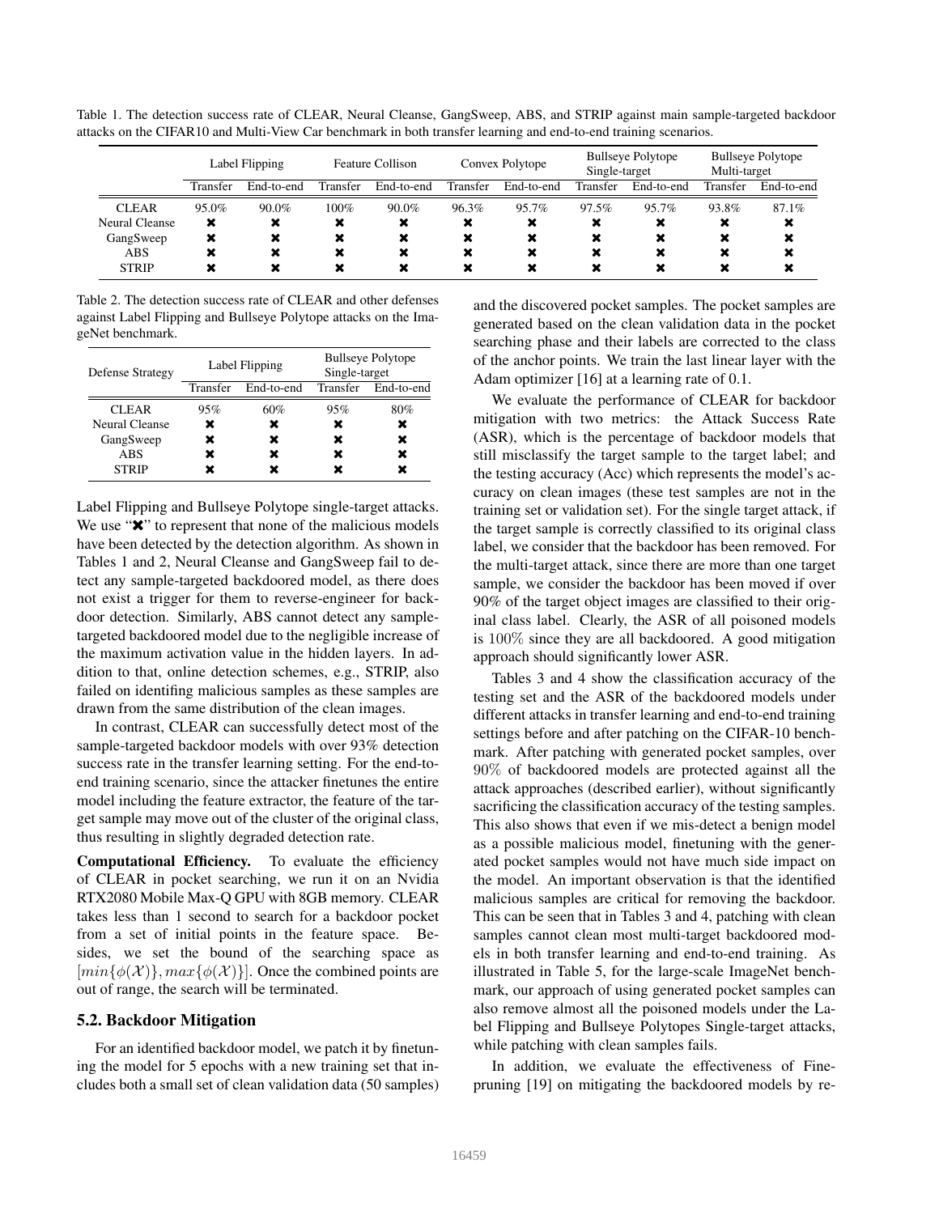Table 1. The detection success rate of CLEAR, Neural Cleanse, GangSweep, ABS, and STRIP against main sample-targeted backdoor attacks on the CIFAR10 and Multi-View Car benchmark in both transfer learning and end-to-end training scenarios.

| | Label Flipping | | Feature Collison | | Convex Polytope | | Bullseye Polytope Single-target | | Bullseye Polytope Multi-target | |
|---|---|---|---|---|---|---|---|---|---|---|
| | Transfer | End-to-end | Transfer | End-to-end | Transfer | End-to-end | Transfer | End-to-end | Transfer | End-to-end |
| CLEAR | 95.0% | 90.0% | 100% | 90.0% | 96.3% | 95.7% | 97.5% | 95.7% | 93.8% | 87.1% |
| Neural Cleanse | ✖ | ✖ | ✖ | ✖ | ✖ | ✖ | ✖ | ✖ | ✖ | ✖ |
| GangSweep | ✖ | ✖ | ✖ | ✖ | ✖ | ✖ | ✖ | ✖ | ✖ | ✖ |
| ABS | ✖ | ✖ | ✖ | ✖ | ✖ | ✖ | ✖ | ✖ | ✖ | ✖ |
| STRIP | ✖ | ✖ | ✖ | ✖ | ✖ | ✖ | ✖ | ✖ | ✖ | ✖ |

Table 2. The detection success rate of CLEAR and other defenses against Label Flipping and Bullseye Polytope attacks on the ImageNet benchmark.

| Defense Strategy | Label Flipping | | Bullseye Polytope Single-target | |
|---|---|---|---|---|
| | Transfer | End-to-end | Transfer | End-to-end |
| CLEAR | 95% | 60% | 95% | 80% |
| Neural Cleanse | ✖ | ✖ | ✖ | ✖ |
| GangSweep | ✖ | ✖ | ✖ | ✖ |
| ABS | ✖ | ✖ | ✖ | ✖ |
| STRIP | ✖ | ✖ | ✖ | ✖ |

Label Flipping and Bullseye Polytope single-target attacks. We use "✖" to represent that none of the malicious models have been detected by the detection algorithm. As shown in Tables 1 and 2, Neural Cleanse and GangSweep fail to detect any sample-targeted backdoored model, as there does not exist a trigger for them to reverse-engineer for backdoor detection. Similarly, ABS cannot detect any sample-targeted backdoored model due to the negligible increase of the maximum activation value in the hidden layers. In addition to that, online detection schemes, e.g., STRIP, also failed on identifing malicious samples as these samples are drawn from the same distribution of the clean images.

In contrast, CLEAR can successfully detect most of the sample-targeted backdoor models with over 93% detection success rate in the transfer learning setting. For the end-to-end training scenario, since the attacker finetunes the entire model including the feature extractor, the feature of the target sample may move out of the cluster of the original class, thus resulting in slightly degraded detection rate.

**Computational Efficiency.** To evaluate the efficiency of CLEAR in pocket searching, we run it on an Nvidia RTX2080 Mobile Max-Q GPU with 8GB memory. CLEAR takes less than 1 second to search for a backdoor pocket from a set of initial points in the feature space. Besides, we set the bound of the searching space as $[min\{\phi(\mathcal{X})\}, max\{\phi(\mathcal{X})\}]$. Once the combined points are out of range, the search will be terminated.

## 5.2. Backdoor Mitigation

For an identified backdoor model, we patch it by finetuning the model for 5 epochs with a new training set that includes both a small set of clean validation data (50 samples) and the discovered pocket samples. The pocket samples are generated based on the clean validation data in the pocket searching phase and their labels are corrected to the class of the anchor points. We train the last linear layer with the Adam optimizer [16] at a learning rate of 0.1.

We evaluate the performance of CLEAR for backdoor mitigation with two metrics: the Attack Success Rate (ASR), which is the percentage of backdoor models that still misclassify the target sample to the target label; and the testing accuracy (Acc) which represents the model's accuracy on clean images (these test samples are not in the training set or validation set). For the single target attack, if the target sample is correctly classified to its original class label, we consider that the backdoor has been removed. For the multi-target attack, since there are more than one target sample, we consider the backdoor has been moved if over 90% of the target object images are classified to their original class label. Clearly, the ASR of all poisoned models is $100\%$ since they are all backdoored. A good mitigation approach should significantly lower ASR.

Tables 3 and 4 show the classification accuracy of the testing set and the ASR of the backdoored models under different attacks in transfer learning and end-to-end training settings before and after patching on the CIFAR-10 benchmark. After patching with generated pocket samples, over $90\%$ of backdoored models are protected against all the attack approaches (described earlier), without significantly sacrificing the classification accuracy of the testing samples. This also shows that even if we mis-detect a benign model as a possible malicious model, finetuning with the generated pocket samples would not have much side impact on the model. An important observation is that the identified malicious samples are critical for removing the backdoor. This can be seen that in Tables 3 and 4, patching with clean samples cannot clean most multi-target backdoored models in both transfer learning and end-to-end training. As illustrated in Table 5, for the large-scale ImageNet benchmark, our approach of using generated pocket samples can also remove almost all the poisoned models under the Label Flipping and Bullseye Polytopes Single-target attacks, while patching with clean samples fails.

In addition, we evaluate the effectiveness of Fine-pruning [19] on mitigating the backdoored models by re-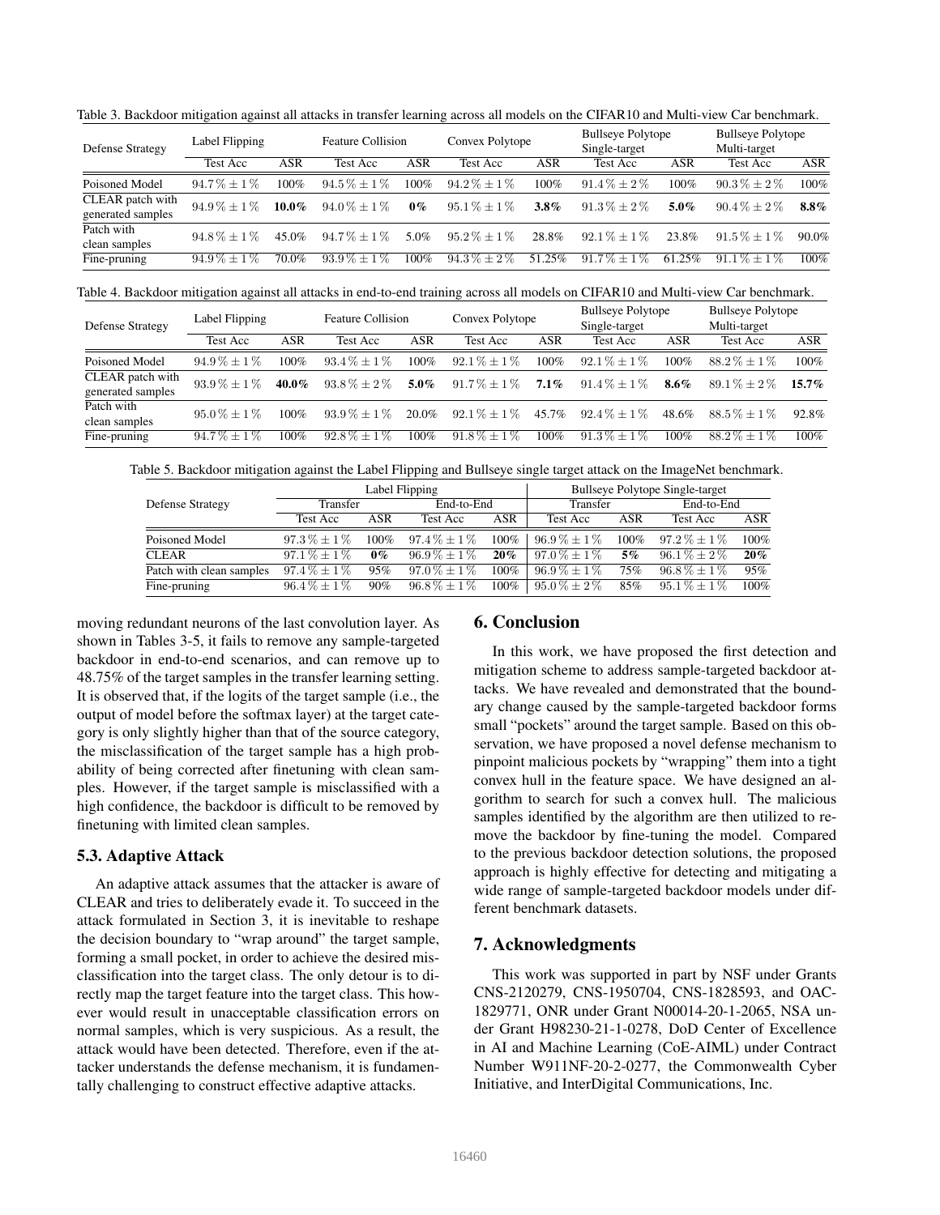Table 3. Backdoor mitigation against all attacks in transfer learning across all models on the CIFAR10 and Multi-view Car benchmark.

| Defense Strategy | Label Flipping | | Feature Collision | | Convex Polytope | | Bullseye Polytope Single-target | | Bullseye Polytope Multi-target | |
|---|---|---|---|---|---|---|---|---|---|---|
| | Test Acc | ASR | Test Acc | ASR | Test Acc | ASR | Test Acc | ASR | Test Acc | ASR |
| Poisoned Model | $94.7\% \pm 1\%$ | 100% | $94.5\% \pm 1\%$ | 100% | $94.2\% \pm 1\%$ | 100% | $91.4\% \pm 2\%$ | 100% | $90.3\% \pm 2\%$ | 100% |
| CLEAR patch with generated samples | $94.9\% \pm 1\%$ | **10.0%** | $94.0\% \pm 1\%$ | **0%** | $95.1\% \pm 1\%$ | **3.8%** | $91.3\% \pm 2\%$ | **5.0%** | $90.4\% \pm 2\%$ | **8.8%** |
| Patch with clean samples | $94.8\% \pm 1\%$ | 45.0% | $94.7\% \pm 1\%$ | 5.0% | $95.2\% \pm 1\%$ | 28.8% | $92.1\% \pm 1\%$ | 23.8% | $91.5\% \pm 1\%$ | 90.0% |
| Fine-pruning | $94.9\% \pm 1\%$ | 70.0% | $93.9\% \pm 1\%$ | 100% | $94.3\% \pm 2\%$ | 51.25% | $91.7\% \pm 1\%$ | 61.25% | $91.1\% \pm 1\%$ | 100% |

Table 4. Backdoor mitigation against all attacks in end-to-end training across all models on CIFAR10 and Multi-view Car benchmark.

| Defense Strategy | Label Flipping | | Feature Collision | | Convex Polytope | | Bullseye Polytope Single-target | | Bullseye Polytope Multi-target | |
|---|---|---|---|---|---|---|---|---|---|---|
| | Test Acc | ASR | Test Acc | ASR | Test Acc | ASR | Test Acc | ASR | Test Acc | ASR |
| Poisoned Model | $94.9\% \pm 1\%$ | 100% | $93.4\% \pm 1\%$ | 100% | $92.1\% \pm 1\%$ | 100% | $92.1\% \pm 1\%$ | 100% | $88.2\% \pm 1\%$ | 100% |
| CLEAR patch with generated samples | $93.9\% \pm 1\%$ | **40.0%** | $93.8\% \pm 2\%$ | **5.0%** | $91.7\% \pm 1\%$ | **7.1%** | $91.4\% \pm 1\%$ | **8.6%** | $89.1\% \pm 2\%$ | **15.7%** |
| Patch with clean samples | $95.0\% \pm 1\%$ | 100% | $93.9\% \pm 1\%$ | 20.0% | $92.1\% \pm 1\%$ | 45.7% | $92.4\% \pm 1\%$ | 48.6% | $88.5\% \pm 1\%$ | 92.8% |
| Fine-pruning | $94.7\% \pm 1\%$ | 100% | $92.8\% \pm 1\%$ | 100% | $91.8\% \pm 1\%$ | 100% | $91.3\% \pm 1\%$ | 100% | $88.2\% \pm 1\%$ | 100% |

Table 5. Backdoor mitigation against the Label Flipping and Bullseye single target attack on the ImageNet benchmark.

| Defense Strategy | Label Flipping | | | | Bullseye Polytope Single-target | | | |
|---|---|---|---|---|---|---|---|---|
| | Transfer | | End-to-End | | Transfer | | End-to-End | |
| | Test Acc | ASR | Test Acc | ASR | Test Acc | ASR | Test Acc | ASR |
| Poisoned Model | $97.3\% \pm 1\%$ | 100% | $97.4\% \pm 1\%$ | 100% | $96.9\% \pm 1\%$ | 100% | $97.2\% \pm 1\%$ | 100% |
| CLEAR | $97.1\% \pm 1\%$ | **0%** | $96.9\% \pm 1\%$ | **20%** | $97.0\% \pm 1\%$ | **5%** | $96.1\% \pm 2\%$ | **20%** |
| Patch with clean samples | $97.4\% \pm 1\%$ | 95% | $97.0\% \pm 1\%$ | 100% | $96.9\% \pm 1\%$ | 75% | $96.8\% \pm 1\%$ | 95% |
| Fine-pruning | $96.4\% \pm 1\%$ | 90% | $96.8\% \pm 1\%$ | 100% | $95.0\% \pm 2\%$ | 85% | $95.1\% \pm 1\%$ | 100% |

moving redundant neurons of the last convolution layer. As shown in Tables 3-5, it fails to remove any sample-targeted backdoor in end-to-end scenarios, and can remove up to 48.75% of the target samples in the transfer learning setting. It is observed that, if the logits of the target sample (i.e., the output of model before the softmax layer) at the target category is only slightly higher than that of the source category, the misclassification of the target sample has a high probability of being corrected after finetuning with clean samples. However, if the target sample is misclassified with a high confidence, the backdoor is difficult to be removed by finetuning with limited clean samples.

### 5.3. Adaptive Attack

An adaptive attack assumes that the attacker is aware of CLEAR and tries to deliberately evade it. To succeed in the attack formulated in Section 3, it is inevitable to reshape the decision boundary to "wrap around" the target sample, forming a small pocket, in order to achieve the desired misclassification into the target class. The only detour is to directly map the target feature into the target class. This however would result in unacceptable classification errors on normal samples, which is very suspicious. As a result, the attack would have been detected. Therefore, even if the attacker understands the defense mechanism, it is fundamentally challenging to construct effective adaptive attacks.

## 6. Conclusion

In this work, we have proposed the first detection and mitigation scheme to address sample-targeted backdoor attacks. We have revealed and demonstrated that the boundary change caused by the sample-targeted backdoor forms small "pockets" around the target sample. Based on this observation, we have proposed a novel defense mechanism to pinpoint malicious pockets by "wrapping" them into a tight convex hull in the feature space. We have designed an algorithm to search for such a convex hull. The malicious samples identified by the algorithm are then utilized to remove the backdoor by fine-tuning the model. Compared to the previous backdoor detection solutions, the proposed approach is highly effective for detecting and mitigating a wide range of sample-targeted backdoor models under different benchmark datasets.

## 7. Acknowledgments

This work was supported in part by NSF under Grants CNS-2120279, CNS-1950704, CNS-1828593, and OAC-1829771, ONR under Grant N00014-20-1-2065, NSA under Grant H98230-21-1-0278, DoD Center of Excellence in AI and Machine Learning (CoE-AIML) under Contract Number W911NF-20-2-0277, the Commonwealth Cyber Initiative, and InterDigital Communications, Inc.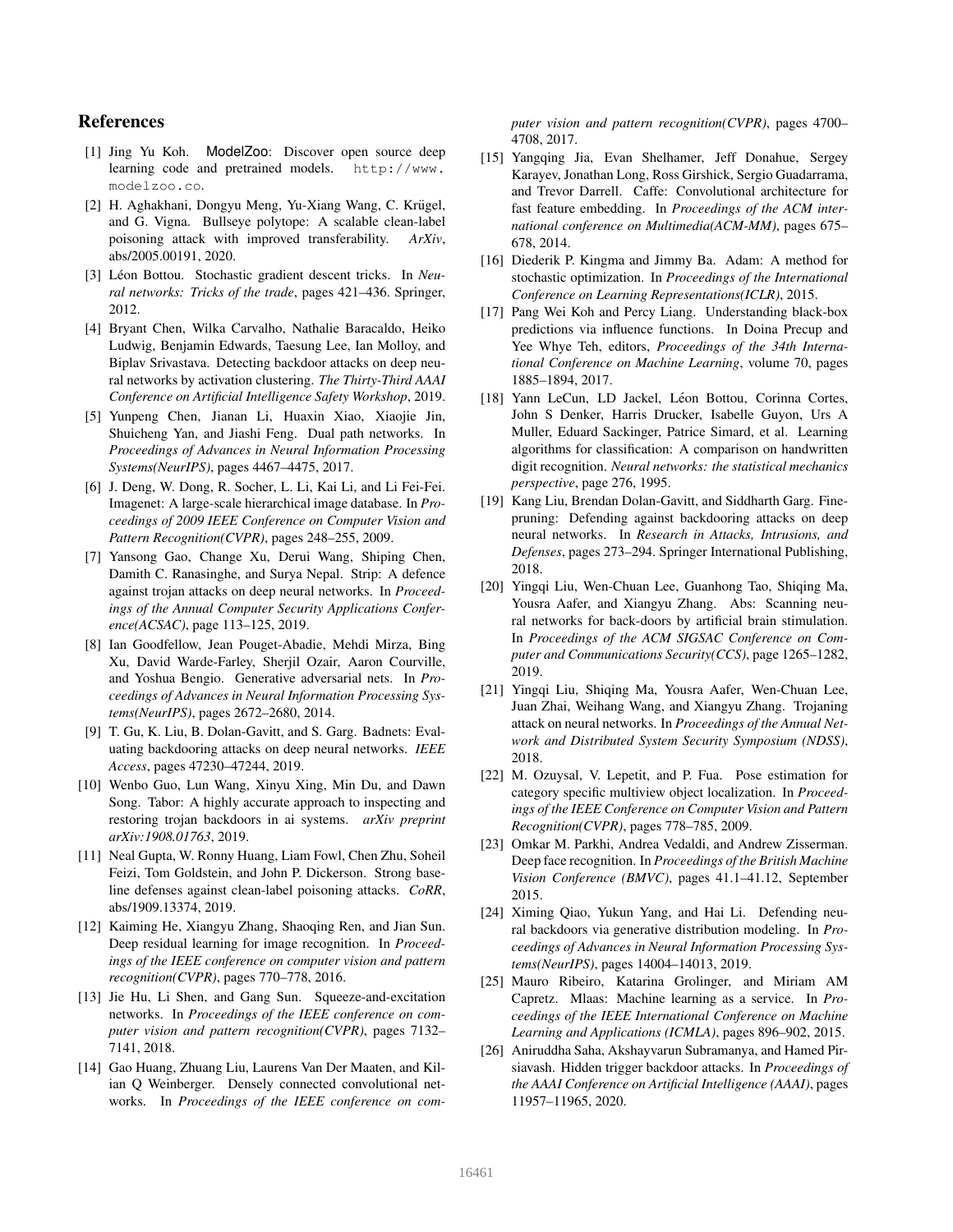## References

[1] Jing Yu Koh. ModelZoo: Discover open source deep learning code and pretrained models. http://www.modelzoo.co.

[2] H. Aghakhani, Dongyu Meng, Yu-Xiang Wang, C. Krügel, and G. Vigna. Bullseye polytope: A scalable clean-label poisoning attack with improved transferability. *ArXiv*, abs/2005.00191, 2020.

[3] Léon Bottou. Stochastic gradient descent tricks. In *Neural networks: Tricks of the trade*, pages 421–436. Springer, 2012.

[4] Bryant Chen, Wilka Carvalho, Nathalie Baracaldo, Heiko Ludwig, Benjamin Edwards, Taesung Lee, Ian Molloy, and Biplav Srivastava. Detecting backdoor attacks on deep neural networks by activation clustering. *The Thirty-Third AAAI Conference on Artificial Intelligence Safety Workshop*, 2019.

[5] Yunpeng Chen, Jianan Li, Huaxin Xiao, Xiaojie Jin, Shuicheng Yan, and Jiashi Feng. Dual path networks. In *Proceedings of Advances in Neural Information Processing Systems(NeurIPS)*, pages 4467–4475, 2017.

[6] J. Deng, W. Dong, R. Socher, L. Li, Kai Li, and Li Fei-Fei. Imagenet: A large-scale hierarchical image database. In *Proceedings of 2009 IEEE Conference on Computer Vision and Pattern Recognition(CVPR)*, pages 248–255, 2009.

[7] Yansong Gao, Change Xu, Derui Wang, Shiping Chen, Damith C. Ranasinghe, and Surya Nepal. Strip: A defence against trojan attacks on deep neural networks. In *Proceedings of the Annual Computer Security Applications Conference(ACSAC)*, page 113–125, 2019.

[8] Ian Goodfellow, Jean Pouget-Abadie, Mehdi Mirza, Bing Xu, David Warde-Farley, Sherjil Ozair, Aaron Courville, and Yoshua Bengio. Generative adversarial nets. In *Proceedings of Advances in Neural Information Processing Systems(NeurIPS)*, pages 2672–2680, 2014.

[9] T. Gu, K. Liu, B. Dolan-Gavitt, and S. Garg. Badnets: Evaluating backdooring attacks on deep neural networks. *IEEE Access*, pages 47230–47244, 2019.

[10] Wenbo Guo, Lun Wang, Xinyu Xing, Min Du, and Dawn Song. Tabor: A highly accurate approach to inspecting and restoring trojan backdoors in ai systems. *arXiv preprint arXiv:1908.01763*, 2019.

[11] Neal Gupta, W. Ronny Huang, Liam Fowl, Chen Zhu, Soheil Feizi, Tom Goldstein, and John P. Dickerson. Strong baseline defenses against clean-label poisoning attacks. *CoRR*, abs/1909.13374, 2019.

[12] Kaiming He, Xiangyu Zhang, Shaoqing Ren, and Jian Sun. Deep residual learning for image recognition. In *Proceedings of the IEEE conference on computer vision and pattern recognition(CVPR)*, pages 770–778, 2016.

[13] Jie Hu, Li Shen, and Gang Sun. Squeeze-and-excitation networks. In *Proceedings of the IEEE conference on computer vision and pattern recognition(CVPR)*, pages 7132–7141, 2018.

[14] Gao Huang, Zhuang Liu, Laurens Van Der Maaten, and Kilian Q Weinberger. Densely connected convolutional networks. In *Proceedings of the IEEE conference on computer vision and pattern recognition(CVPR)*, pages 4700–4708, 2017.

[15] Yangqing Jia, Evan Shelhamer, Jeff Donahue, Sergey Karayev, Jonathan Long, Ross Girshick, Sergio Guadarrama, and Trevor Darrell. Caffe: Convolutional architecture for fast feature embedding. In *Proceedings of the ACM international conference on Multimedia(ACM-MM)*, pages 675–678, 2014.

[16] Diederik P. Kingma and Jimmy Ba. Adam: A method for stochastic optimization. In *Proceedings of the International Conference on Learning Representations(ICLR)*, 2015.

[17] Pang Wei Koh and Percy Liang. Understanding black-box predictions via influence functions. In Doina Precup and Yee Whye Teh, editors, *Proceedings of the 34th International Conference on Machine Learning*, volume 70, pages 1885–1894, 2017.

[18] Yann LeCun, LD Jackel, Léon Bottou, Corinna Cortes, John S Denker, Harris Drucker, Isabelle Guyon, Urs A Muller, Eduard Sackinger, Patrice Simard, et al. Learning algorithms for classification: A comparison on handwritten digit recognition. *Neural networks: the statistical mechanics perspective*, page 276, 1995.

[19] Kang Liu, Brendan Dolan-Gavitt, and Siddharth Garg. Fine-pruning: Defending against backdooring attacks on deep neural networks. In *Research in Attacks, Intrusions, and Defenses*, pages 273–294. Springer International Publishing, 2018.

[20] Yingqi Liu, Wen-Chuan Lee, Guanhong Tao, Shiqing Ma, Yousra Aafer, and Xiangyu Zhang. Abs: Scanning neural networks for back-doors by artificial brain stimulation. In *Proceedings of the ACM SIGSAC Conference on Computer and Communications Security(CCS)*, page 1265–1282, 2019.

[21] Yingqi Liu, Shiqing Ma, Yousra Aafer, Wen-Chuan Lee, Juan Zhai, Weihang Wang, and Xiangyu Zhang. Trojaning attack on neural networks. In *Proceedings of the Annual Network and Distributed System Security Symposium (NDSS)*, 2018.

[22] M. Ozuysal, V. Lepetit, and P. Fua. Pose estimation for category specific multiview object localization. In *Proceedings of the IEEE Conference on Computer Vision and Pattern Recognition(CVPR)*, pages 778–785, 2009.

[23] Omkar M. Parkhi, Andrea Vedaldi, and Andrew Zisserman. Deep face recognition. In *Proceedings of the British Machine Vision Conference (BMVC)*, pages 41.1–41.12, September 2015.

[24] Ximing Qiao, Yukun Yang, and Hai Li. Defending neural backdoors via generative distribution modeling. In *Proceedings of Advances in Neural Information Processing Systems(NeurIPS)*, pages 14004–14013, 2019.

[25] Mauro Ribeiro, Katarina Grolinger, and Miriam AM Capretz. Mlaas: Machine learning as a service. In *Proceedings of the IEEE International Conference on Machine Learning and Applications (ICMLA)*, pages 896–902, 2015.

[26] Aniruddha Saha, Akshayvarun Subramanya, and Hamed Pirsiavash. Hidden trigger backdoor attacks. In *Proceedings of the AAAI Conference on Artificial Intelligence (AAAI)*, pages 11957–11965, 2020.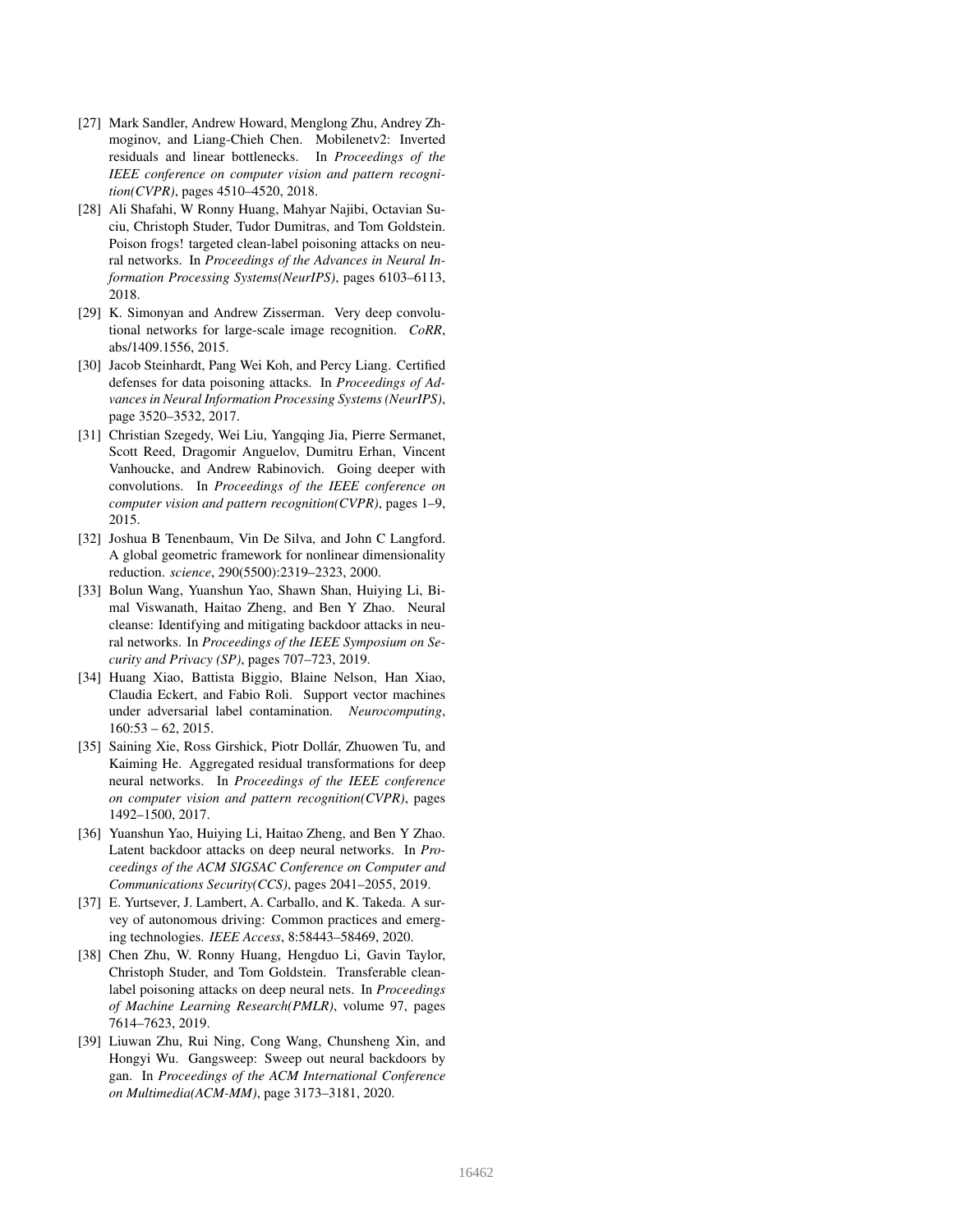[27] Mark Sandler, Andrew Howard, Menglong Zhu, Andrey Zhmoginov, and Liang-Chieh Chen. Mobilenetv2: Inverted residuals and linear bottlenecks. In *Proceedings of the IEEE conference on computer vision and pattern recognition(CVPR)*, pages 4510–4520, 2018.

[28] Ali Shafahi, W Ronny Huang, Mahyar Najibi, Octavian Suciu, Christoph Studer, Tudor Dumitras, and Tom Goldstein. Poison frogs! targeted clean-label poisoning attacks on neural networks. In *Proceedings of the Advances in Neural Information Processing Systems(NeurIPS)*, pages 6103–6113, 2018.

[29] K. Simonyan and Andrew Zisserman. Very deep convolutional networks for large-scale image recognition. *CoRR*, abs/1409.1556, 2015.

[30] Jacob Steinhardt, Pang Wei Koh, and Percy Liang. Certified defenses for data poisoning attacks. In *Proceedings of Advances in Neural Information Processing Systems (NeurIPS)*, page 3520–3532, 2017.

[31] Christian Szegedy, Wei Liu, Yangqing Jia, Pierre Sermanet, Scott Reed, Dragomir Anguelov, Dumitru Erhan, Vincent Vanhoucke, and Andrew Rabinovich. Going deeper with convolutions. In *Proceedings of the IEEE conference on computer vision and pattern recognition(CVPR)*, pages 1–9, 2015.

[32] Joshua B Tenenbaum, Vin De Silva, and John C Langford. A global geometric framework for nonlinear dimensionality reduction. *science*, 290(5500):2319–2323, 2000.

[33] Bolun Wang, Yuanshun Yao, Shawn Shan, Huiying Li, Bimal Viswanath, Haitao Zheng, and Ben Y Zhao. Neural cleanse: Identifying and mitigating backdoor attacks in neural networks. In *Proceedings of the IEEE Symposium on Security and Privacy (SP)*, pages 707–723, 2019.

[34] Huang Xiao, Battista Biggio, Blaine Nelson, Han Xiao, Claudia Eckert, and Fabio Roli. Support vector machines under adversarial label contamination. *Neurocomputing*, 160:53 – 62, 2015.

[35] Saining Xie, Ross Girshick, Piotr Dollár, Zhuowen Tu, and Kaiming He. Aggregated residual transformations for deep neural networks. In *Proceedings of the IEEE conference on computer vision and pattern recognition(CVPR)*, pages 1492–1500, 2017.

[36] Yuanshun Yao, Huiying Li, Haitao Zheng, and Ben Y Zhao. Latent backdoor attacks on deep neural networks. In *Proceedings of the ACM SIGSAC Conference on Computer and Communications Security(CCS)*, pages 2041–2055, 2019.

[37] E. Yurtsever, J. Lambert, A. Carballo, and K. Takeda. A survey of autonomous driving: Common practices and emerging technologies. *IEEE Access*, 8:58443–58469, 2020.

[38] Chen Zhu, W. Ronny Huang, Hengduo Li, Gavin Taylor, Christoph Studer, and Tom Goldstein. Transferable clean-label poisoning attacks on deep neural nets. In *Proceedings of Machine Learning Research(PMLR)*, volume 97, pages 7614–7623, 2019.

[39] Liuwan Zhu, Rui Ning, Cong Wang, Chunsheng Xin, and Hongyi Wu. Gangsweep: Sweep out neural backdoors by gan. In *Proceedings of the ACM International Conference on Multimedia(ACM-MM)*, page 3173–3181, 2020.